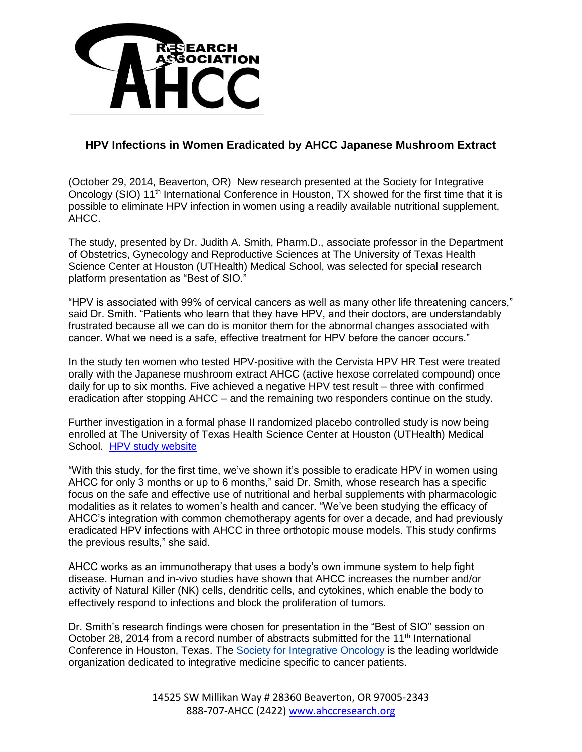**RESEARCH ASSOCIATION AHCC**

# HPV Infections in Women Eradicated by AHCC Japanese Mushroom Extract

(October 29, 2014, Beaverton, OR) New research presented at the Society for Integrative Oncology (SIO) 11th International Conference in Houston, TX showed for the first time that it is possible to eliminate HPV infection in women using a readily available nutritional supplement, AHCC.

The study, presented by Dr. Judith A. Smith, Pharm.D., associate professor in the Department of Obstetrics, Gynecology and Reproductive Sciences at The University of Texas Health Science Center at Houston (UTHealth) Medical School, was selected for special research platform presentation as "Best of SIO."

"HPV is associated with 99% of cervical cancers as well as many other life threatening cancers," said Dr. Smith. "Patients who learn that they have HPV, and their doctors, are understandably frustrated because all we can do is monitor them for the abnormal changes associated with cancer. What we need is a safe, effective treatment for HPV before the cancer occurs."

In the study ten women who tested HPV-positive with the Cervista HPV HR Test were treated orally with the Japanese mushroom extract AHCC (active hexose correlated compound) once daily for up to six months. Five achieved a negative HPV test result – three with confirmed eradication after stopping AHCC – and the remaining two responders continue on the study.

Further investigation in a formal phase II randomized placebo controlled study is now being enrolled at The University of Texas Health Science Center at Houston (UTHealth) Medical School. [HPV study website]

"With this study, for the first time, we've shown it's possible to eradicate HPV in women using AHCC for only 3 months or up to 6 months," said Dr. Smith, whose research has a specific focus on the safe and effective use of nutritional and herbal supplements with pharmacologic modalities as it relates to women's health and cancer. "We've been studying the efficacy of AHCC's integration with common chemotherapy agents for over a decade, and had previously eradicated HPV infections with AHCC in three orthotopic mouse models. This study confirms the previous results," she said.

AHCC works as an immunotherapy that uses a body's own immune system to help fight disease. Human and in-vivo studies have shown that AHCC increases the number and/or activity of Natural Killer (NK) cells, dendritic cells, and cytokines, which enable the body to effectively respond to infections and block the proliferation of tumors.

Dr. Smith's research findings were chosen for presentation in the "Best of SIO" session on October 28, 2014 from a record number of abstracts submitted for the 11th International Conference in Houston, Texas. The Society for Integrative Oncology is the leading worldwide organization dedicated to integrative medicine specific to cancer patients.

14525 SW Millikan Way # 28360 Beaverton, OR 97005-2343
888-707-AHCC (2422) www.ahccresearch.org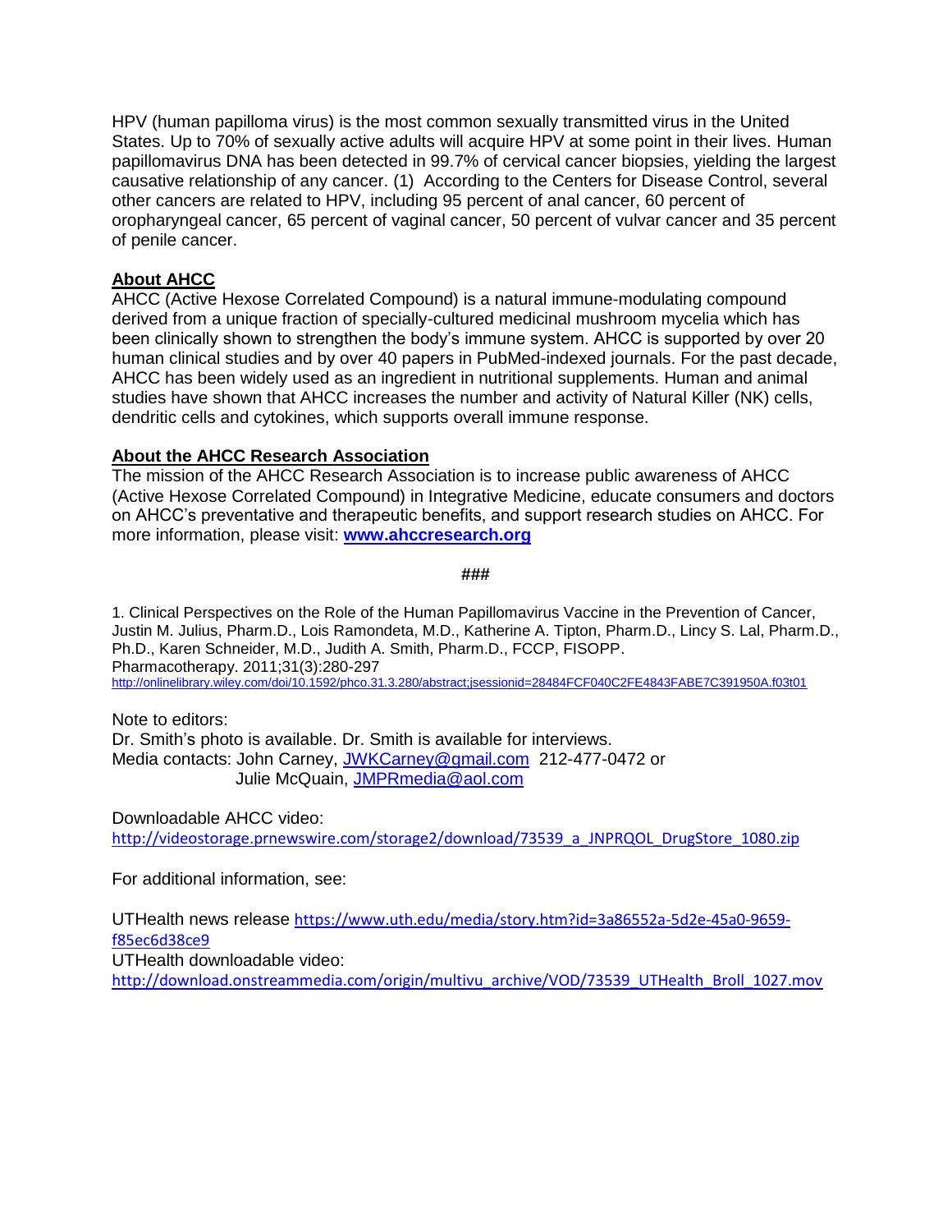HPV (human papilloma virus) is the most common sexually transmitted virus in the United States. Up to 70% of sexually active adults will acquire HPV at some point in their lives. Human papillomavirus DNA has been detected in 99.7% of cervical cancer biopsies, yielding the largest causative relationship of any cancer. (1) According to the Centers for Disease Control, several other cancers are related to HPV, including 95 percent of anal cancer, 60 percent of oropharyngeal cancer, 65 percent of vaginal cancer, 50 percent of vulvar cancer and 35 percent of penile cancer.

**About AHCC**

AHCC (Active Hexose Correlated Compound) is a natural immune-modulating compound derived from a unique fraction of specially-cultured medicinal mushroom mycelia which has been clinically shown to strengthen the body's immune system. AHCC is supported by over 20 human clinical studies and by over 40 papers in PubMed-indexed journals. For the past decade, AHCC has been widely used as an ingredient in nutritional supplements. Human and animal studies have shown that AHCC increases the number and activity of Natural Killer (NK) cells, dendritic cells and cytokines, which supports overall immune response.

**About the AHCC Research Association**

The mission of the AHCC Research Association is to increase public awareness of AHCC (Active Hexose Correlated Compound) in Integrative Medicine, educate consumers and doctors on AHCC's preventative and therapeutic benefits, and support research studies on AHCC. For more information, please visit: **www.ahccresearch.org**

###

1. Clinical Perspectives on the Role of the Human Papillomavirus Vaccine in the Prevention of Cancer, Justin M. Julius, Pharm.D., Lois Ramondeta, M.D., Katherine A. Tipton, Pharm.D., Lincy S. Lal, Pharm.D., Ph.D., Karen Schneider, M.D., Judith A. Smith, Pharm.D., FCCP, FISOPP. Pharmacotherapy. 2011;31(3):280-297
http://onlinelibrary.wiley.com/doi/10.1592/phco.31.3.280/abstract;jsessionid=28484FCF040C2FE4843FABE7C391950A.f03t01

Note to editors:
Dr. Smith's photo is available. Dr. Smith is available for interviews.
Media contacts: John Carney, JWKCarney@gmail.com 212-477-0472 or
Julie McQuain, JMPRmedia@aol.com

Downloadable AHCC video:
http://videostorage.prnewswire.com/storage2/download/73539_a_JNPRQOL_DrugStore_1080.zip

For additional information, see:

UTHealth news release https://www.uth.edu/media/story.htm?id=3a86552a-5d2e-45a0-9659-f85ec6d38ce9
UTHealth downloadable video:
http://download.onstreammedia.com/origin/multivu_archive/VOD/73539_UTHealth_Broll_1027.mov